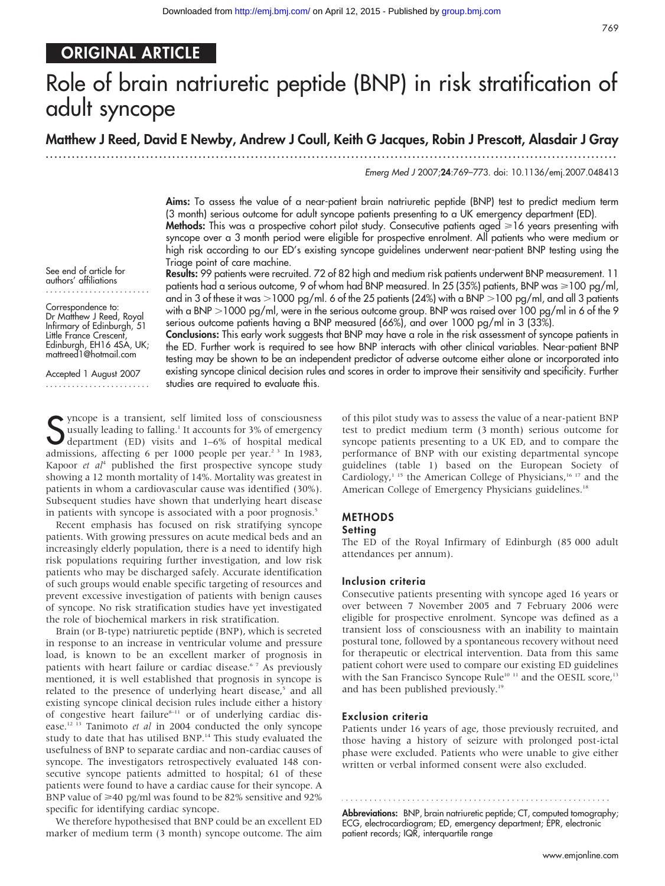ORIGINAL ARTICLE

# Role of brain natriuretic peptide (BNP) in risk stratification of adult syncope

**Matthew J Reed, David E Newby, Andrew J Coull, Keith G Jacques, Robin J Prescott, Alasdair J Gray**

*Emerg Med J* 2007;**24**:769–773. doi: 10.1136/emj.2007.048413

See end of article for authors' affiliations

Correspondence to: Dr Matthew J Reed, Royal Infirmary of Edinburgh, 51 Little France Crescent, Edinburgh, EH16 4SA, UK; mattreed1@hotmail.com

Accepted 1 August 2007

**Aims:** To assess the value of a near-patient brain natriuretic peptide (BNP) test to predict medium term (3 month) serious outcome for adult syncope patients presenting to a UK emergency department (ED).

**Methods:** This was a prospective cohort pilot study. Consecutive patients aged ⩾16 years presenting with syncope over a 3 month period were eligible for prospective enrolment. All patients who were medium or high risk according to our ED's existing syncope guidelines underwent near-patient BNP testing using the Triage point of care machine.

**Results:** 99 patients were recruited. 72 of 82 high and medium risk patients underwent BNP measurement. 11 patients had a serious outcome, 9 of whom had BNP measured. In 25 (35%) patients, BNP was ⩾100 pg/ml, and in 3 of these it was >1000 pg/ml. 6 of the 25 patients (24%) with a BNP >100 pg/ml, and all 3 patients with a BNP >1000 pg/ml, were in the serious outcome group. BNP was raised over 100 pg/ml in 6 of the 9 serious outcome patients having a BNP measured (66%), and over 1000 pg/ml in 3 (33%).

**Conclusions:** This early work suggests that BNP may have a role in the risk assessment of syncope patients in the ED. Further work is required to see how BNP interacts with other clinical variables. Near-patient BNP testing may be shown to be an independent predictor of adverse outcome either alone or incorporated into existing syncope clinical decision rules and scores in order to improve their sensitivity and specificity. Further studies are required to evaluate this.

Syncope is a transient, self limited loss of consciousness usually leading to falling.[1] It accounts for 3% of emergency department (ED) visits and 1–6% of hospital medical admissions, affecting 6 per 1000 people per year.[2 3] In 1983, Kapoor *et al*[4] published the first prospective syncope study showing a 12 month mortality of 14%. Mortality was greatest in patients in whom a cardiovascular cause was identified (30%). Subsequent studies have shown that underlying heart disease in patients with syncope is associated with a poor prognosis.[5]

Recent emphasis has focused on risk stratifying syncope patients. With growing pressures on acute medical beds and an increasingly elderly population, there is a need to identify high risk populations requiring further investigation, and low risk patients who may be discharged safely. Accurate identification of such groups would enable specific targeting of resources and prevent excessive investigation of patients with benign causes of syncope. No risk stratification studies have yet investigated the role of biochemical markers in risk stratification.

Brain (or B-type) natriuretic peptide (BNP), which is secreted in response to an increase in ventricular volume and pressure load, is known to be an excellent marker of prognosis in patients with heart failure or cardiac disease.[6 7] As previously mentioned, it is well established that prognosis in syncope is related to the presence of underlying heart disease,[5] and all existing syncope clinical decision rules include either a history of congestive heart failure[8–11] or of underlying cardiac disease.[12 13] Tanimoto *et al* in 2004 conducted the only syncope study to date that has utilised BNP.[14] This study evaluated the usefulness of BNP to separate cardiac and non-cardiac causes of syncope. The investigators retrospectively evaluated 148 consecutive syncope patients admitted to hospital; 61 of these patients were found to have a cardiac cause for their syncope. A BNP value of ⩾40 pg/ml was found to be 82% sensitive and 92% specific for identifying cardiac syncope.

We therefore hypothesised that BNP could be an excellent ED marker of medium term (3 month) syncope outcome. The aim of this pilot study was to assess the value of a near-patient BNP test to predict medium term (3 month) serious outcome for syncope patients presenting to a UK ED, and to compare the performance of BNP with our existing departmental syncope guidelines (table 1) based on the European Society of Cardiology,[1 15] the American College of Physicians,[16 17] and the American College of Emergency Physicians guidelines.[18]

## METHODS

### Setting

The ED of the Royal Infirmary of Edinburgh (85 000 adult attendances per annum).

### Inclusion criteria

Consecutive patients presenting with syncope aged 16 years or over between 7 November 2005 and 7 February 2006 were eligible for prospective enrolment. Syncope was defined as a transient loss of consciousness with an inability to maintain postural tone, followed by a spontaneous recovery without need for therapeutic or electrical intervention. Data from this same patient cohort were used to compare our existing ED guidelines with the San Francisco Syncope Rule[10 11] and the OESIL score,[13] and has been published previously.[19]

### Exclusion criteria

Patients under 16 years of age, those previously recruited, and those having a history of seizure with prolonged post-ictal phase were excluded. Patients who were unable to give either written or verbal informed consent were also excluded.

**Abbreviations:** BNP, brain natriuretic peptide; CT, computed tomography; ECG, electrocardiogram; ED, emergency department; EPR, electronic patient records; IQR, interquartile range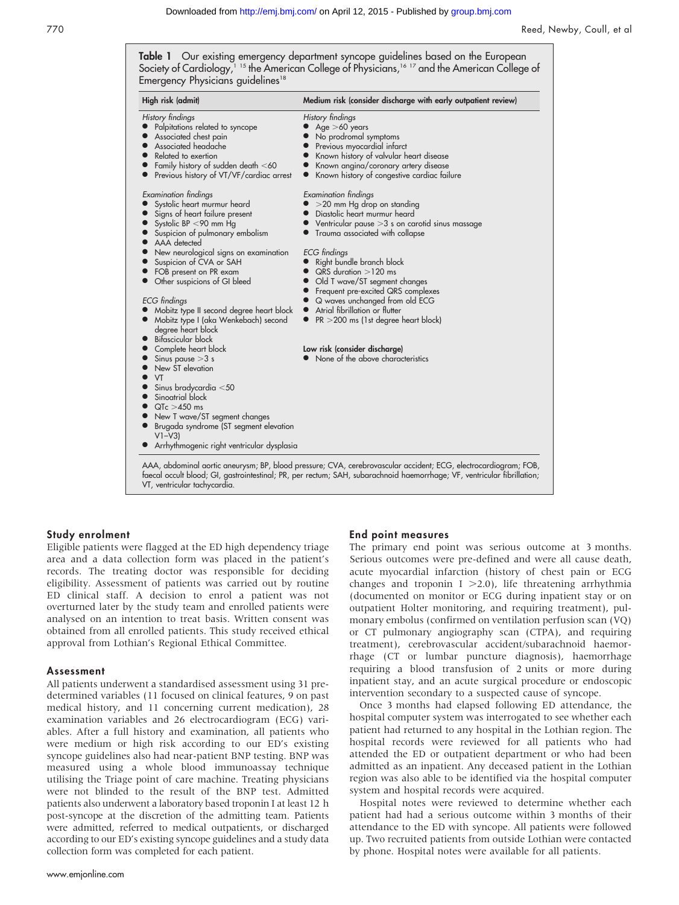**Table 1** Our existing emergency department syncope guidelines based on the European Society of Cardiology,[1 15] the American College of Physicians,[16 17] and the American College of Emergency Physicians guidelines[18]

| High risk (admit) | Medium risk (consider discharge with early outpatient review) |
|---|---|
| *History findings* | *History findings* |
| • Palpitations related to syncope | • Age >60 years |
| • Associated chest pain | • No prodromal symptoms |
| • Associated headache | • Previous myocardial infarct |
| • Related to exertion | • Known history of valvular heart disease |
| • Family history of sudden death <60 | • Known angina/coronary artery disease |
| • Previous history of VT/VF/cardiac arrest | • Known history of congestive cardiac failure |
| *Examination findings* | *Examination findings* |
| • Systolic heart murmur heard | • >20 mm Hg drop on standing |
| • Signs of heart failure present | • Diastolic heart murmur heard |
| • Systolic BP <90 mm Hg | • Ventricular pause >3 s on carotid sinus massage |
| • Suspicion of pulmonary embolism | • Trauma associated with collapse |
| • AAA detected | |
| • New neurological signs on examination | *ECG findings* |
| • Suspicion of CVA or SAH | • Right bundle branch block |
| • FOB present on PR exam | • QRS duration >120 ms |
| • Other suspicions of GI bleed | • Old T wave/ST segment changes |
| | • Frequent pre-excited QRS complexes |
| *ECG findings* | • Q waves unchanged from old ECG |
| • Mobitz type II second degree heart block | • Atrial fibrillation or flutter |
| • Mobitz type I (aka Wenkebach) second degree heart block | • PR >200 ms (1st degree heart block) |
| • Bifascicular block | |
| • Complete heart block | **Low risk (consider discharge)** |
| • Sinus pause >3 s | • None of the above characteristics |
| • New ST elevation | |
| • VT | |
| • Sinus bradycardia <50 | |
| • Sinoatrial block | |
| • QTc >450 ms | |
| • New T wave/ST segment changes | |
| • Brugada syndrome (ST segment elevation V1–V3) | |
| • Arrhythmogenic right ventricular dysplasia | |

AAA, abdominal aortic aneurysm; BP, blood pressure; CVA, cerebrovascular accident; ECG, electrocardiogram; FOB, faecal occult blood; GI, gastrointestinal; PR, per rectum; SAH, subarachnoid haemorrhage; VF, ventricular fibrillation; VT, ventricular tachycardia.

## Study enrolment

Eligible patients were flagged at the ED high dependency triage area and a data collection form was placed in the patient's records. The treating doctor was responsible for deciding eligibility. Assessment of patients was carried out by routine ED clinical staff. A decision to enrol a patient was not overturned later by the study team and enrolled patients were analysed on an intention to treat basis. Written consent was obtained from all enrolled patients. This study received ethical approval from Lothian's Regional Ethical Committee.

## Assessment

All patients underwent a standardised assessment using 31 pre-determined variables (11 focused on clinical features, 9 on past medical history, and 11 concerning current medication), 28 examination variables and 26 electrocardiogram (ECG) variables. After a full history and examination, all patients who were medium or high risk according to our ED's existing syncope guidelines also had near-patient BNP testing. BNP was measured using a whole blood immunoassay technique utilising the Triage point of care machine. Treating physicians were not blinded to the result of the BNP test. Admitted patients also underwent a laboratory based troponin I at least 12 h post-syncope at the discretion of the admitting team. Patients were admitted, referred to medical outpatients, or discharged according to our ED's existing syncope guidelines and a study data collection form was completed for each patient.

## End point measures

The primary end point was serious outcome at 3 months. Serious outcomes were pre-defined and were all cause death, acute myocardial infarction (history of chest pain or ECG changes and troponin I >2.0), life threatening arrhythmia (documented on monitor or ECG during inpatient stay or on outpatient Holter monitoring, and requiring treatment), pulmonary embolus (confirmed on ventilation perfusion scan (VQ) or CT pulmonary angiography scan (CTPA), and requiring treatment), cerebrovascular accident/subarachnoid haemorrhage (CT or lumbar puncture diagnosis), haemorrhage requiring a blood transfusion of 2 units or more during inpatient stay, and an acute surgical procedure or endoscopic intervention secondary to a suspected cause of syncope.

Once 3 months had elapsed following ED attendance, the hospital computer system was interrogated to see whether each patient had returned to any hospital in the Lothian region. The hospital records were reviewed for all patients who had attended the ED or outpatient department or who had been admitted as an inpatient. Any deceased patient in the Lothian region was also able to be identified via the hospital computer system and hospital records were acquired.

Hospital notes were reviewed to determine whether each patient had had a serious outcome within 3 months of their attendance to the ED with syncope. All patients were followed up. Two recruited patients from outside Lothian were contacted by phone. Hospital notes were available for all patients.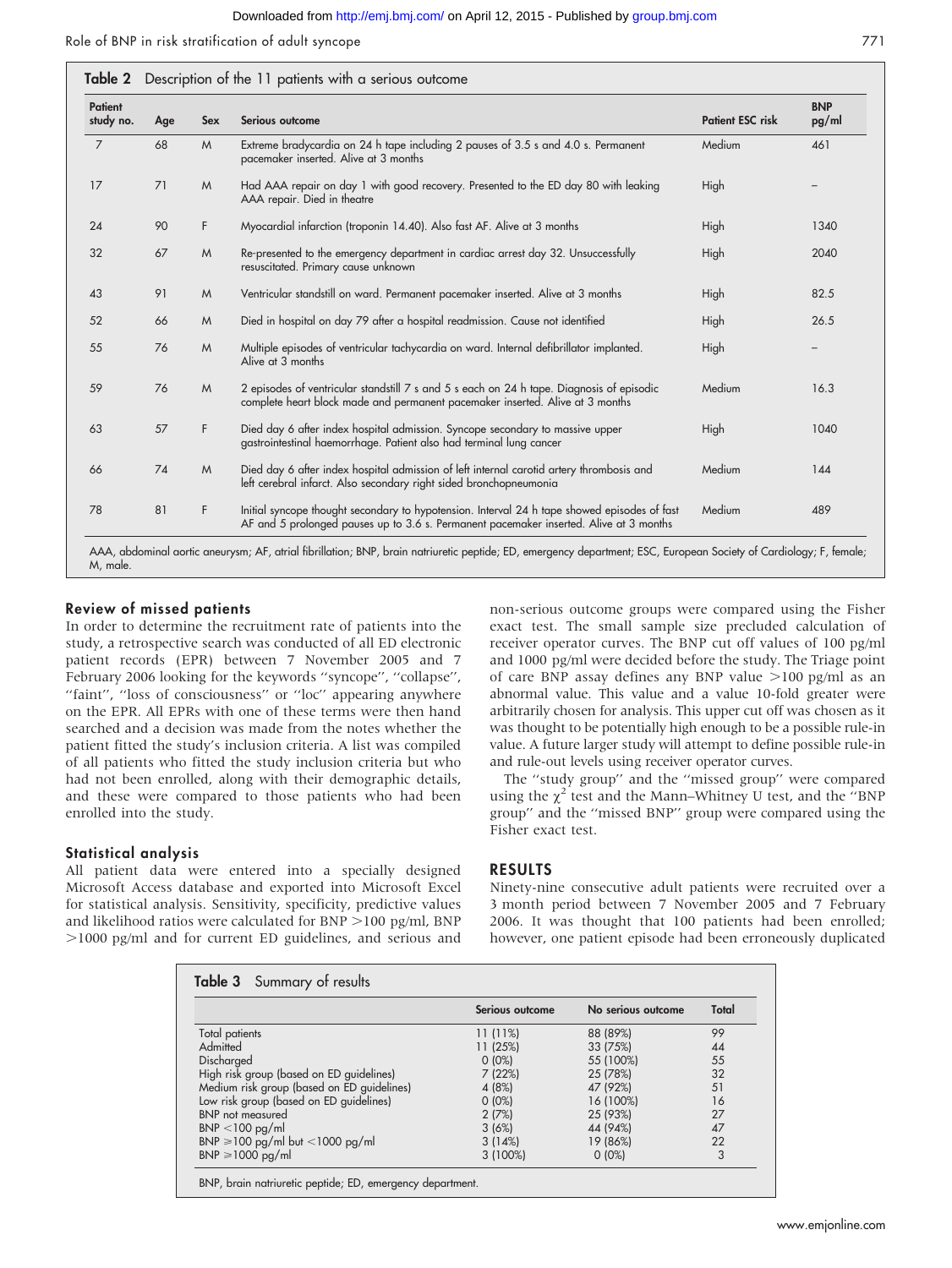**Table 2** Description of the 11 patients with a serious outcome

| Patient study no. | Age | Sex | Serious outcome | Patient ESC risk | BNP pg/ml |
|---|---|---|---|---|---|
| 7 | 68 | M | Extreme bradycardia on 24 h tape including 2 pauses of 3.5 s and 4.0 s. Permanent pacemaker inserted. Alive at 3 months | Medium | 461 |
| 17 | 71 | M | Had AAA repair on day 1 with good recovery. Presented to the ED day 80 with leaking AAA repair. Died in theatre | High | – |
| 24 | 90 | F | Myocardial infarction (troponin 14.40). Also fast AF. Alive at 3 months | High | 1340 |
| 32 | 67 | M | Re-presented to the emergency department in cardiac arrest day 32. Unsuccessfully resuscitated. Primary cause unknown | High | 2040 |
| 43 | 91 | M | Ventricular standstill on ward. Permanent pacemaker inserted. Alive at 3 months | High | 82.5 |
| 52 | 66 | M | Died in hospital on day 79 after a hospital readmission. Cause not identified | High | 26.5 |
| 55 | 76 | M | Multiple episodes of ventricular tachycardia on ward. Internal defibrillator implanted. Alive at 3 months | High | – |
| 59 | 76 | M | 2 episodes of ventricular standstill 7 s and 5 s each on 24 h tape. Diagnosis of episodic complete heart block made and permanent pacemaker inserted. Alive at 3 months | Medium | 16.3 |
| 63 | 57 | F | Died day 6 after index hospital admission. Syncope secondary to massive upper gastrointestinal haemorrhage. Patient also had terminal lung cancer | High | 1040 |
| 66 | 74 | M | Died day 6 after index hospital admission of left internal carotid artery thrombosis and left cerebral infarct. Also secondary right sided bronchopneumonia | Medium | 144 |
| 78 | 81 | F | Initial syncope thought secondary to hypotension. Interval 24 h tape showed episodes of fast AF and 5 prolonged pauses up to 3.6 s. Permanent pacemaker inserted. Alive at 3 months | Medium | 489 |

AAA, abdominal aortic aneurysm; AF, atrial fibrillation; BNP, brain natriuretic peptide; ED, emergency department; ESC, European Society of Cardiology; F, female; M, male.

### Review of missed patients

In order to determine the recruitment rate of patients into the study, a retrospective search was conducted of all ED electronic patient records (EPR) between 7 November 2005 and 7 February 2006 looking for the keywords "syncope", "collapse", "faint", "loss of consciousness" or "loc" appearing anywhere on the EPR. All EPRs with one of these terms were then hand searched and a decision was made from the notes whether the patient fitted the study's inclusion criteria. A list was compiled of all patients who fitted the study inclusion criteria but who had not been enrolled, along with their demographic details, and these were compared to those patients who had been enrolled into the study.

### Statistical analysis

All patient data were entered into a specially designed Microsoft Access database and exported into Microsoft Excel for statistical analysis. Sensitivity, specificity, predictive values and likelihood ratios were calculated for BNP >100 pg/ml, BNP >1000 pg/ml and for current ED guidelines, and serious and non-serious outcome groups were compared using the Fisher exact test. The small sample size precluded calculation of receiver operator curves. The BNP cut off values of 100 pg/ml and 1000 pg/ml were decided before the study. The Triage point of care BNP assay defines any BNP value >100 pg/ml as an abnormal value. This value and a value 10-fold greater were arbitrarily chosen for analysis. This upper cut off was chosen as it was thought to be potentially high enough to be a possible rule-in value. A future larger study will attempt to define possible rule-in and rule-out levels using receiver operator curves.

The "study group" and the "missed group" were compared using the $\chi^2$ test and the Mann–Whitney U test, and the "BNP group" and the "missed BNP" group were compared using the Fisher exact test.

## RESULTS

Ninety-nine consecutive adult patients were recruited over a 3 month period between 7 November 2005 and 7 February 2006. It was thought that 100 patients had been enrolled; however, one patient episode had been erroneously duplicated

**Table 3** Summary of results

| | Serious outcome | No serious outcome | Total |
|---|---|---|---|
| Total patients | 11 (11%) | 88 (89%) | 99 |
| Admitted | 11 (25%) | 33 (75%) | 44 |
| Discharged | 0 (0%) | 55 (100%) | 55 |
| High risk group (based on ED guidelines) | 7 (22%) | 25 (78%) | 32 |
| Medium risk group (based on ED guidelines) | 4 (8%) | 47 (92%) | 51 |
| Low risk group (based on ED guidelines) | 0 (0%) | 16 (100%) | 16 |
| BNP not measured | 2 (7%) | 25 (93%) | 27 |
| BNP <100 pg/ml | 3 (6%) | 44 (94%) | 47 |
| BNP ⩾100 pg/ml but <1000 pg/ml | 3 (14%) | 19 (86%) | 22 |
| BNP ⩾1000 pg/ml | 3 (100%) | 0 (0%) | 3 |

BNP, brain natriuretic peptide; ED, emergency department.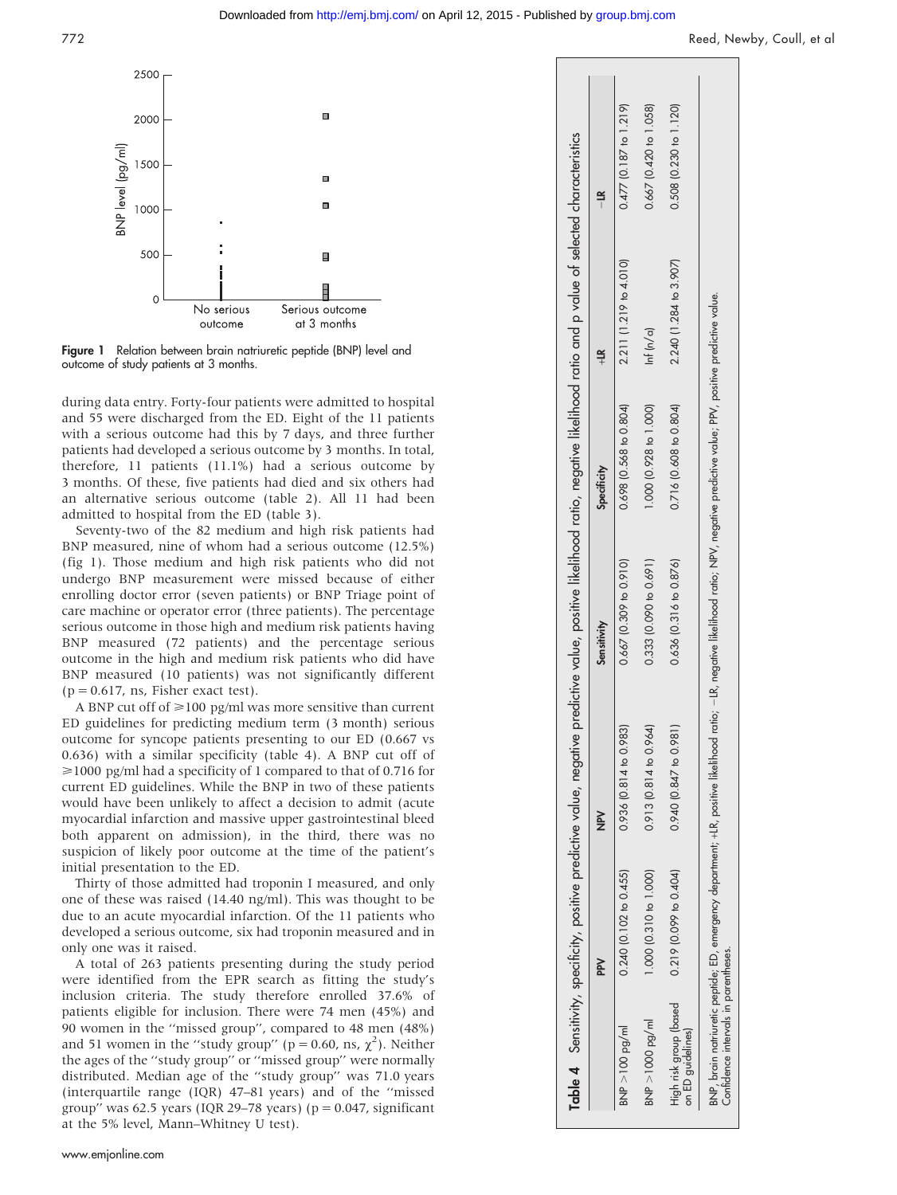Figure 1 Relation between brain natriuretic peptide (BNP) level and outcome of study patients at 3 months.

during data entry. Forty-four patients were admitted to hospital and 55 were discharged from the ED. Eight of the 11 patients with a serious outcome had this by 7 days, and three further patients had developed a serious outcome by 3 months. In total, therefore, 11 patients (11.1%) had a serious outcome by 3 months. Of these, five patients had died and six others had an alternative serious outcome (table 2). All 11 had been admitted to hospital from the ED (table 3).

Seventy-two of the 82 medium and high risk patients had BNP measured, nine of whom had a serious outcome (12.5%) (fig 1). Those medium and high risk patients who did not undergo BNP measurement were missed because of either enrolling doctor error (seven patients) or BNP Triage point of care machine or operator error (three patients). The percentage serious outcome in those high and medium risk patients having BNP measured (72 patients) and the percentage serious outcome in the high and medium risk patients who did have BNP measured (10 patients) was not significantly different ($p = 0.617$, ns, Fisher exact test).

A BNP cut off of ⩾100 pg/ml was more sensitive than current ED guidelines for predicting medium term (3 month) serious outcome for syncope patients presenting to our ED (0.667 vs 0.636) with a similar specificity (table 4). A BNP cut off of ⩾1000 pg/ml had a specificity of 1 compared to that of 0.716 for current ED guidelines. While the BNP in two of these patients would have been unlikely to affect a decision to admit (acute myocardial infarction and massive upper gastrointestinal bleed both apparent on admission), in the third, there was no suspicion of likely poor outcome at the time of the patient's initial presentation to the ED.

Thirty of those admitted had troponin I measured, and only one of these was raised (14.40 ng/ml). This was thought to be due to an acute myocardial infarction. Of the 11 patients who developed a serious outcome, six had troponin measured and in only one was it raised.

A total of 263 patients presenting during the study period were identified from the EPR search as fitting the study's inclusion criteria. The study therefore enrolled 37.6% of patients eligible for inclusion. There were 74 men (45%) and 90 women in the "missed group", compared to 48 men (48%) and 51 women in the "study group" ($p = 0.60$, ns, $\chi^2$). Neither the ages of the "study group" or "missed group" were normally distributed. Median age of the "study group" was 71.0 years (interquartile range (IQR) 47–81 years) and of the "missed group" was 62.5 years (IQR 29–78 years) ($p = 0.047$, significant at the 5% level, Mann–Whitney U test).

**Table 4** Sensitivity, specificity, positive predictive value, negative predictive value, positive likelihood ratio, negative likelihood ratio and p value of selected characteristics

| | PPV | NPV | Sensitivity | Specificity | +LR | −LR |
|---|---|---|---|---|---|---|
| BNP >100 pg/ml | 0.240 (0.102 to 0.455) | 0.936 (0.814 to 0.983) | 0.667 (0.309 to 0.910) | 0.698 (0.568 to 0.804) | 2.211 (1.219 to 4.010) | 0.477 (0.187 to 1.219) |
| BNP >1000 pg/ml | 1.000 (0.310 to 1.000) | 0.913 (0.814 to 0.964) | 0.333 (0.090 to 0.691) | 1.000 (0.928 to 1.000) | Inf (n/a) | 0.667 (0.420 to 1.058) |
| High risk group (based on ED guidelines) | 0.219 (0.099 to 0.404) | 0.940 (0.847 to 0.981) | 0.636 (0.316 to 0.876) | 0.716 (0.608 to 0.804) | 2.240 (1.284 to 3.907) | 0.508 (0.230 to 1.120) |

BNP, brain natriuretic peptide; ED, emergency department; +LR, positive likelihood ratio; −LR, negative likelihood ratio; NPV, negative predictive value; PPV, positive predictive value. Confidence intervals in parentheses.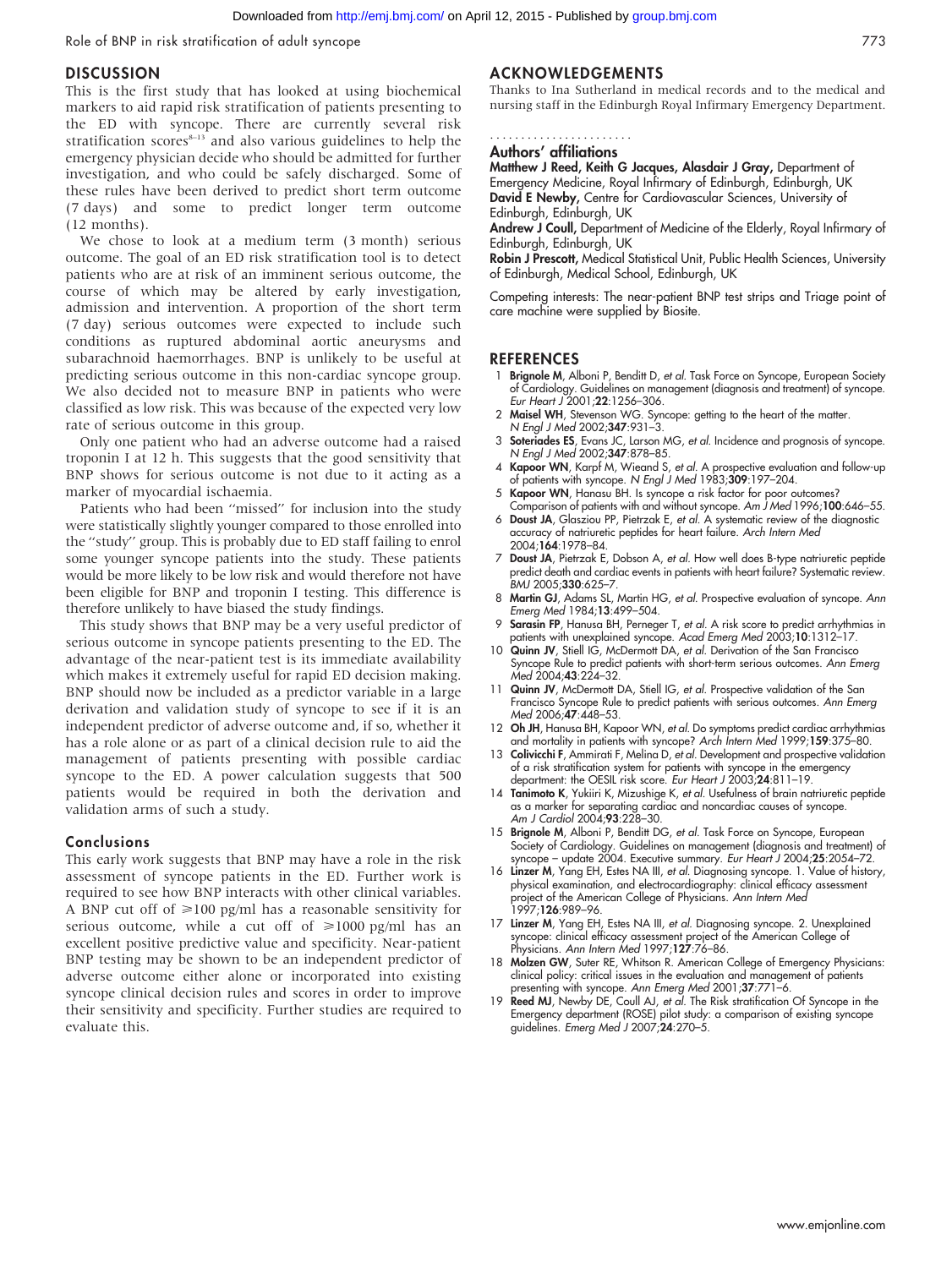## DISCUSSION

This is the first study that has looked at using biochemical markers to aid rapid risk stratification of patients presenting to the ED with syncope. There are currently several risk stratification scores[8–13] and also various guidelines to help the emergency physician decide who should be admitted for further investigation, and who could be safely discharged. Some of these rules have been derived to predict short term outcome (7 days) and some to predict longer term outcome (12 months).

We chose to look at a medium term (3 month) serious outcome. The goal of an ED risk stratification tool is to detect patients who are at risk of an imminent serious outcome, the course of which may be altered by early investigation, admission and intervention. A proportion of the short term (7 day) serious outcomes were expected to include such conditions as ruptured abdominal aortic aneurysms and subarachnoid haemorrhages. BNP is unlikely to be useful at predicting serious outcome in this non-cardiac syncope group. We also decided not to measure BNP in patients who were classified as low risk. This was because of the expected very low rate of serious outcome in this group.

Only one patient who had an adverse outcome had a raised troponin I at 12 h. This suggests that the good sensitivity that BNP shows for serious outcome is not due to it acting as a marker of myocardial ischaemia.

Patients who had been "missed" for inclusion into the study were statistically slightly younger compared to those enrolled into the "study" group. This is probably due to ED staff failing to enrol some younger syncope patients into the study. These patients would be more likely to be low risk and would therefore not have been eligible for BNP and troponin I testing. This difference is therefore unlikely to have biased the study findings.

This study shows that BNP may be a very useful predictor of serious outcome in syncope patients presenting to the ED. The advantage of the near-patient test is its immediate availability which makes it extremely useful for rapid ED decision making. BNP should now be included as a predictor variable in a large derivation and validation study of syncope to see if it is an independent predictor of adverse outcome and, if so, whether it has a role alone or as part of a clinical decision rule to aid the management of patients presenting with possible cardiac syncope to the ED. A power calculation suggests that 500 patients would be required in both the derivation and validation arms of such a study.

### Conclusions

This early work suggests that BNP may have a role in the risk assessment of syncope patients in the ED. Further work is required to see how BNP interacts with other clinical variables. A BNP cut off of ≥100 pg/ml has a reasonable sensitivity for serious outcome, while a cut off of ≥1000 pg/ml has an excellent positive predictive value and specificity. Near-patient BNP testing may be shown to be an independent predictor of adverse outcome either alone or incorporated into existing syncope clinical decision rules and scores in order to improve their sensitivity and specificity. Further studies are required to evaluate this.

## ACKNOWLEDGEMENTS

Thanks to Ina Sutherland in medical records and to the medical and nursing staff in the Edinburgh Royal Infirmary Emergency Department.

### Authors' affiliations

**Matthew J Reed, Keith G Jacques, Alasdair J Gray,** Department of Emergency Medicine, Royal Infirmary of Edinburgh, Edinburgh, UK
**David E Newby,** Centre for Cardiovascular Sciences, University of Edinburgh, Edinburgh, UK
**Andrew J Coull,** Department of Medicine of the Elderly, Royal Infirmary of Edinburgh, Edinburgh, UK
**Robin J Prescott,** Medical Statistical Unit, Public Health Sciences, University of Edinburgh, Medical School, Edinburgh, UK

Competing interests: The near-patient BNP test strips and Triage point of care machine were supplied by Biosite.

## REFERENCES

1. **Brignole M**, Alboni P, Benditt D, *et al.* Task Force on Syncope, European Society of Cardiology. Guidelines on management (diagnosis and treatment) of syncope. *Eur Heart J* 2001;**22**:1256–306.
2. **Maisel WH**, Stevenson WG. Syncope: getting to the heart of the matter. *N Engl J Med* 2002;**347**:931–3.
3. **Soteriades ES**, Evans JC, Larson MG, *et al.* Incidence and prognosis of syncope. *N Engl J Med* 2002;**347**:878–85.
4. **Kapoor WN**, Karpf M, Wieand S, *et al.* A prospective evaluation and follow-up of patients with syncope. *N Engl J Med* 1983;**309**:197–204.
5. **Kapoor WN**, Hanusa BH. Is syncope a risk factor for poor outcomes? Comparison of patients with and without syncope. *Am J Med* 1996;**100**:646–55.
6. **Doust JA**, Glasziou PP, Pietrzak E, *et al.* A systematic review of the diagnostic accuracy of natriuretic peptides for heart failure. *Arch Intern Med* 2004;**164**:1978–84.
7. **Doust JA**, Pietrzak E, Dobson A, *et al.* How well does B-type natriuretic peptide predict death and cardiac events in patients with heart failure? Systematic review. *BMJ* 2005;**330**:625–7.
8. **Martin GJ**, Adams SL, Martin HG, *et al.* Prospective evaluation of syncope. *Ann Emerg Med* 1984;**13**:499–504.
9. **Sarasin FP**, Hanusa BH, Perneger T, *et al.* A risk score to predict arrhythmias in patients with unexplained syncope. *Acad Emerg Med* 2003;**10**:1312–17.
10. **Quinn JV**, Stiell IG, McDermott DA, *et al.* Derivation of the San Francisco Syncope Rule to predict patients with short-term serious outcomes. *Ann Emerg Med* 2004;**43**:224–32.
11. **Quinn JV**, McDermott DA, Stiell IG, *et al.* Prospective validation of the San Francisco Syncope Rule to predict patients with serious outcomes. *Ann Emerg Med* 2006;**47**:448–53.
12. **Oh JH**, Hanusa BH, Kapoor WN, *et al.* Do symptoms predict cardiac arrhythmias and mortality in patients with syncope? *Arch Intern Med* 1999;**159**:375–80.
13. **Colivicchi F**, Ammirati F, Melina D, *et al.* Development and prospective validation of a risk stratification system for patients with syncope in the emergency department: the OESIL risk score. *Eur Heart J* 2003;**24**:811–19.
14. **Tanimoto K**, Yukiiri K, Mizushige K, *et al.* Usefulness of brain natriuretic peptide as a marker for separating cardiac and noncardiac causes of syncope. *Am J Cardiol* 2004;**93**:228–30.
15. **Brignole M**, Alboni P, Benditt DG, *et al.* Task Force on Syncope, European Society of Cardiology. Guidelines on management (diagnosis and treatment) of syncope – update 2004. Executive summary. *Eur Heart J* 2004;**25**:2054–72.
16. **Linzer M**, Yang EH, Estes NA III, *et al.* Diagnosing syncope. 1. Value of history, physical examination, and electrocardiography: clinical efficacy assessment project of the American College of Physicians. *Ann Intern Med* 1997;**126**:989–96.
17. **Linzer M**, Yang EH, Estes NA III, *et al.* Diagnosing syncope. 2. Unexplained syncope: clinical efficacy assessment project of the American College of Physicians. *Ann Intern Med* 1997;**127**:76–86.
18. **Molzen GW**, Suter RE, Whitson R. American College of Emergency Physicians: clinical policy: critical issues in the evaluation and management of patients presenting with syncope. *Ann Emerg Med* 2001;**37**:771–6.
19. **Reed MJ**, Newby DE, Coull AJ, *et al.* The Risk stratification Of Syncope in the Emergency department (ROSE) pilot study: a comparison of existing syncope guidelines. *Emerg Med J* 2007;**24**:270–5.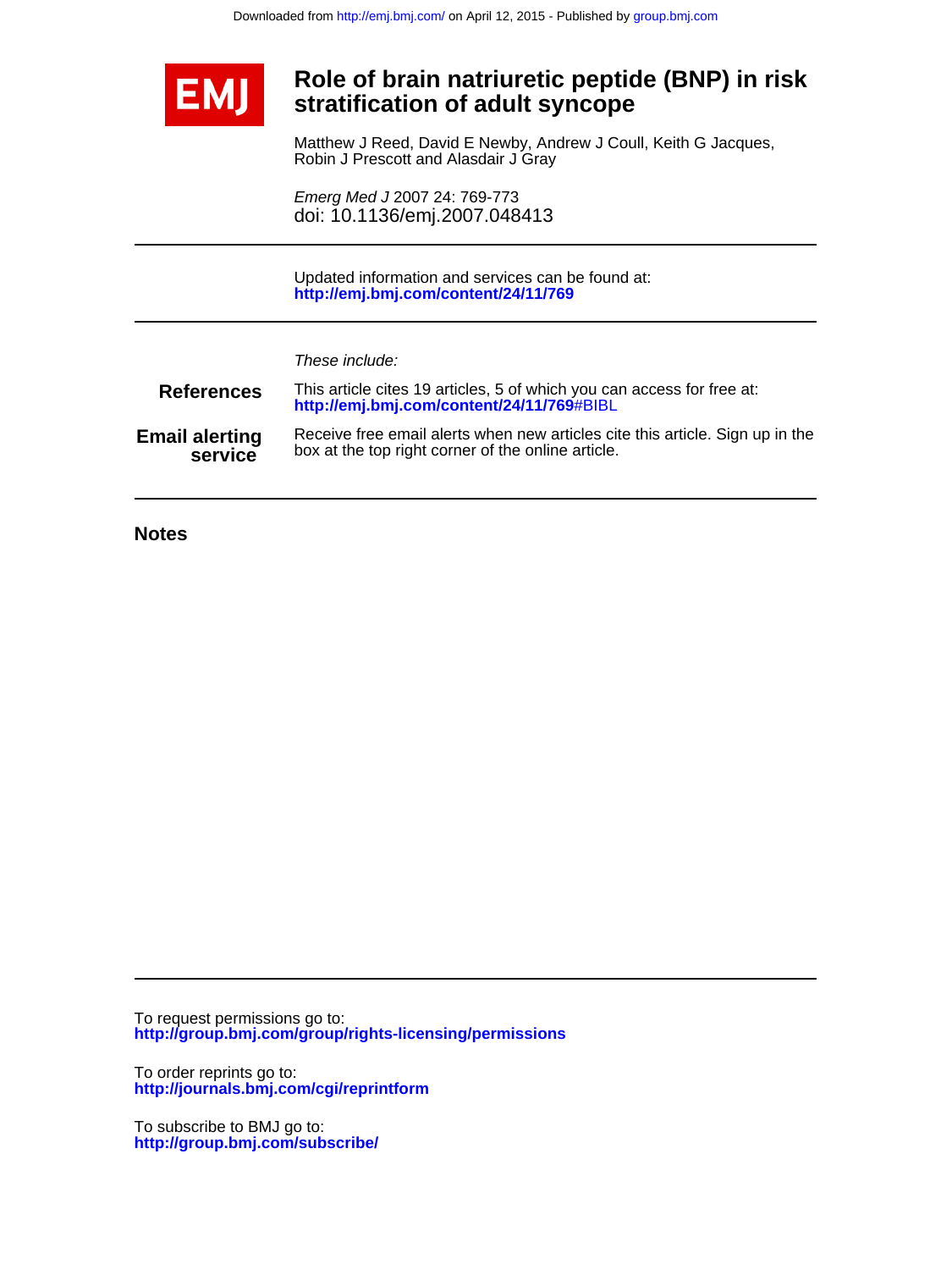Downloaded from http://emj.bmj.com/ on April 12, 2015 - Published by group.bmj.com

EMJ

# Role of brain natriuretic peptide (BNP) in risk stratification of adult syncope

Matthew J Reed, David E Newby, Andrew J Coull, Keith G Jacques, Robin J Prescott and Alasdair J Gray

*Emerg Med J* 2007 24: 769-773
doi: 10.1136/emj.2007.048413

Updated information and services can be found at:
**http://emj.bmj.com/content/24/11/769**

*These include:*

**References**
This article cites 19 articles, 5 of which you can access for free at:
**http://emj.bmj.com/content/24/11/769**#BIBL

**Email alerting service**
Receive free email alerts when new articles cite this article. Sign up in the box at the top right corner of the online article.

## Notes

To request permissions go to:
**http://group.bmj.com/group/rights-licensing/permissions**

To order reprints go to:
**http://journals.bmj.com/cgi/reprintform**

To subscribe to BMJ go to:
**http://group.bmj.com/subscribe/**